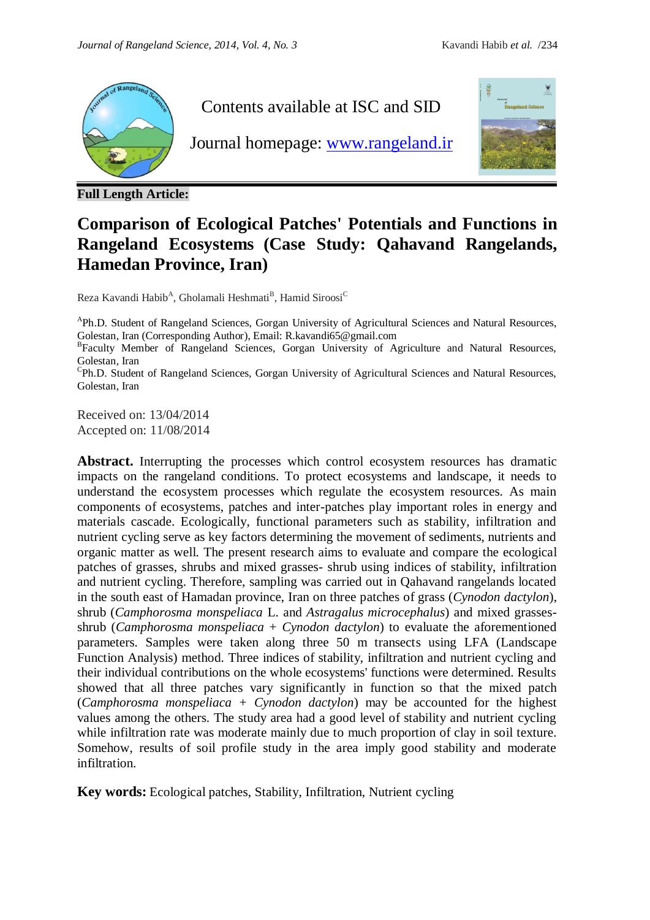Contents available at ISC and SID

Journal homepage: [www.rangeland.ir](www.rangeland.ir)

**Full Length Article:**

# Comparison of Ecological Patches' Potentials and Functions in Rangeland Ecosystems (Case Study: Qahavand Rangelands, Hamedan Province, Iran)

Reza Kavandi Habib[A], Gholamali Heshmati[B], Hamid Siroosi[C]

[A]Ph.D. Student of Rangeland Sciences, Gorgan University of Agricultural Sciences and Natural Resources, Golestan, Iran (Corresponding Author), Email: R.kavandi65@gmail.com

[B]Faculty Member of Rangeland Sciences, Gorgan University of Agriculture and Natural Resources, Golestan, Iran

[C]Ph.D. Student of Rangeland Sciences, Gorgan University of Agricultural Sciences and Natural Resources, Golestan, Iran

Received on: 13/04/2014

Accepted on: 11/08/2014

**Abstract.** Interrupting the processes which control ecosystem resources has dramatic impacts on the rangeland conditions. To protect ecosystems and landscape, it needs to understand the ecosystem processes which regulate the ecosystem resources. As main components of ecosystems, patches and inter-patches play important roles in energy and materials cascade. Ecologically, functional parameters such as stability, infiltration and nutrient cycling serve as key factors determining the movement of sediments, nutrients and organic matter as well. The present research aims to evaluate and compare the ecological patches of grasses, shrubs and mixed grasses- shrub using indices of stability, infiltration and nutrient cycling. Therefore, sampling was carried out in Qahavand rangelands located in the south east of Hamadan province, Iran on three patches of grass (*Cynodon dactylon*), shrub (*Camphorosma monspeliaca* L. and *Astragalus microcephalus*) and mixed grasses- shrub (*Camphorosma monspeliaca* + *Cynodon dactylon*) to evaluate the aforementioned parameters. Samples were taken along three 50 m transects using LFA (Landscape Function Analysis) method. Three indices of stability, infiltration and nutrient cycling and their individual contributions on the whole ecosystems' functions were determined. Results showed that all three patches vary significantly in function so that the mixed patch (*Camphorosma monspeliaca* + *Cynodon dactylon*) may be accounted for the highest values among the others. The study area had a good level of stability and nutrient cycling while infiltration rate was moderate mainly due to much proportion of clay in soil texture. Somehow, results of soil profile study in the area imply good stability and moderate infiltration.

**Key words:** Ecological patches, Stability, Infiltration, Nutrient cycling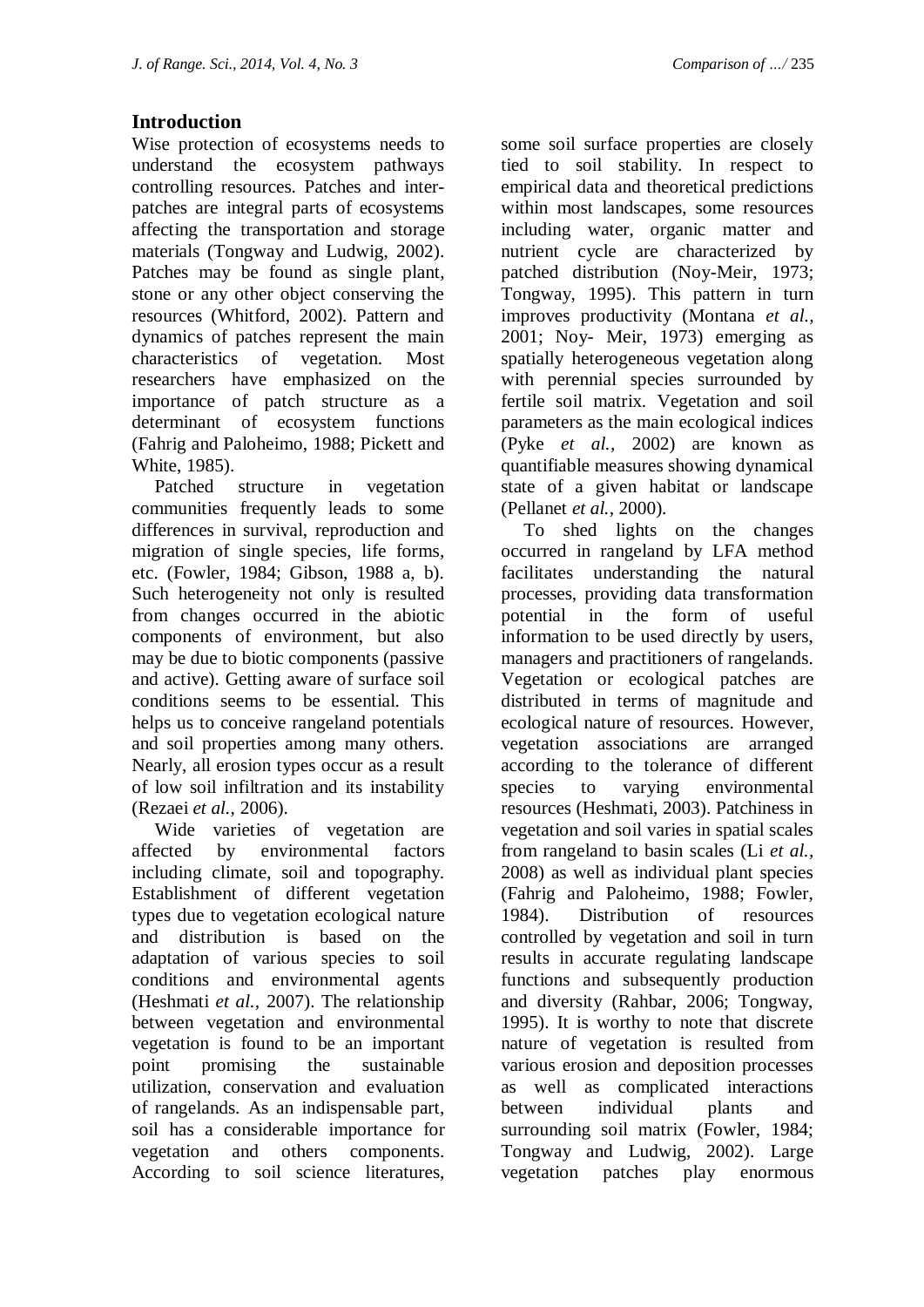## Introduction

Wise protection of ecosystems needs to understand the ecosystem pathways controlling resources. Patches and inter-patches are integral parts of ecosystems affecting the transportation and storage materials (Tongway and Ludwig, 2002). Patches may be found as single plant, stone or any other object conserving the resources (Whitford, 2002). Pattern and dynamics of patches represent the main characteristics of vegetation. Most researchers have emphasized on the importance of patch structure as a determinant of ecosystem functions (Fahrig and Paloheimo, 1988; Pickett and White, 1985).

Patched structure in vegetation communities frequently leads to some differences in survival, reproduction and migration of single species, life forms, etc. (Fowler, 1984; Gibson, 1988 a, b). Such heterogeneity not only is resulted from changes occurred in the abiotic components of environment, but also may be due to biotic components (passive and active). Getting aware of surface soil conditions seems to be essential. This helps us to conceive rangeland potentials and soil properties among many others. Nearly, all erosion types occur as a result of low soil infiltration and its instability (Rezaei *et al.*, 2006).

Wide varieties of vegetation are affected by environmental factors including climate, soil and topography. Establishment of different vegetation types due to vegetation ecological nature and distribution is based on the adaptation of various species to soil conditions and environmental agents (Heshmati *et al.*, 2007). The relationship between vegetation and environmental vegetation is found to be an important point promising the sustainable utilization, conservation and evaluation of rangelands. As an indispensable part, soil has a considerable importance for vegetation and others components. According to soil science literatures, some soil surface properties are closely tied to soil stability. In respect to empirical data and theoretical predictions within most landscapes, some resources including water, organic matter and nutrient cycle are characterized by patched distribution (Noy-Meir, 1973; Tongway, 1995). This pattern in turn improves productivity (Montana *et al.*, 2001; Noy- Meir, 1973) emerging as spatially heterogeneous vegetation along with perennial species surrounded by fertile soil matrix. Vegetation and soil parameters as the main ecological indices (Pyke *et al.*, 2002) are known as quantifiable measures showing dynamical state of a given habitat or landscape (Pellanet *et al.*, 2000).

To shed lights on the changes occurred in rangeland by LFA method facilitates understanding the natural processes, providing data transformation potential in the form of useful information to be used directly by users, managers and practitioners of rangelands. Vegetation or ecological patches are distributed in terms of magnitude and ecological nature of resources. However, vegetation associations are arranged according to the tolerance of different species to varying environmental resources (Heshmati, 2003). Patchiness in vegetation and soil varies in spatial scales from rangeland to basin scales (Li *et al.*, 2008) as well as individual plant species (Fahrig and Paloheimo, 1988; Fowler, 1984). Distribution of resources controlled by vegetation and soil in turn results in accurate regulating landscape functions and subsequently production and diversity (Rahbar, 2006; Tongway, 1995). It is worthy to note that discrete nature of vegetation is resulted from various erosion and deposition processes as well as complicated interactions between individual plants and surrounding soil matrix (Fowler, 1984; Tongway and Ludwig, 2002). Large vegetation patches play enormous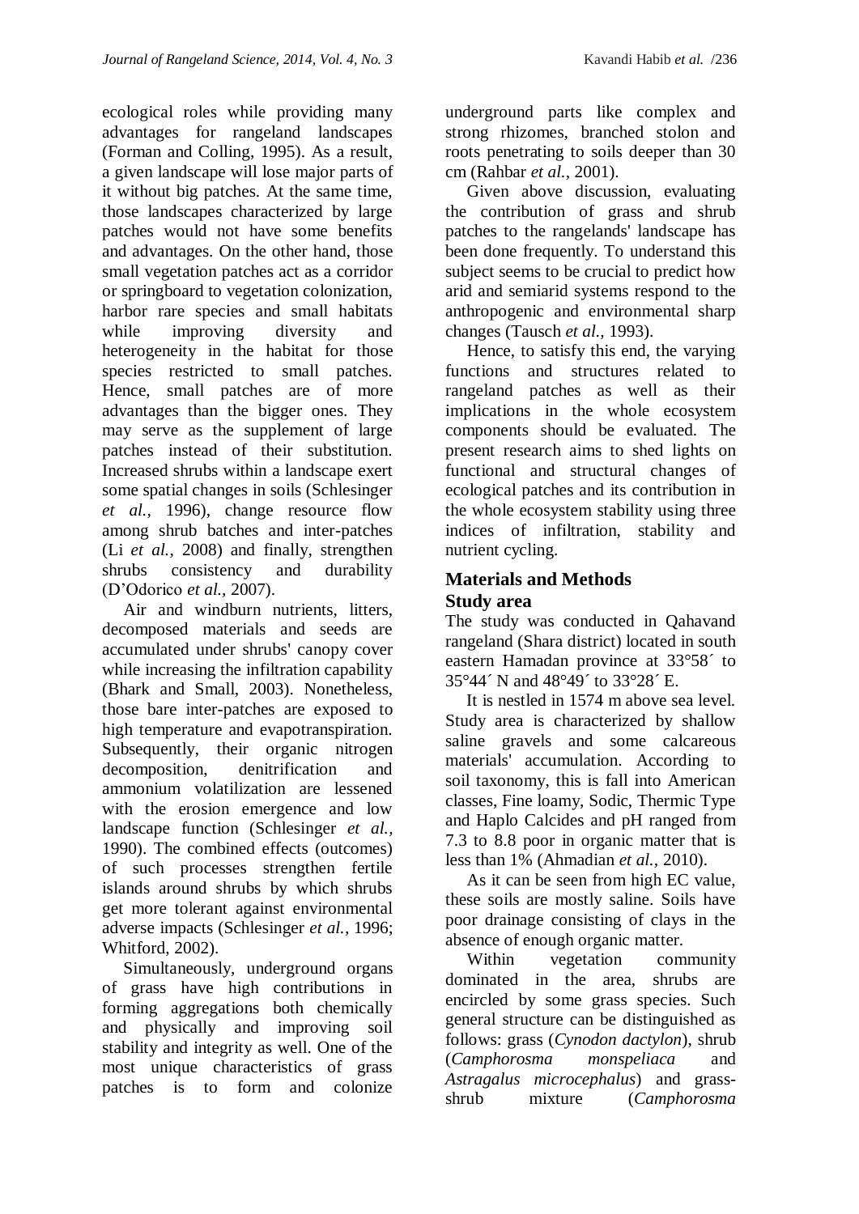ecological roles while providing many advantages for rangeland landscapes (Forman and Colling, 1995). As a result, a given landscape will lose major parts of it without big patches. At the same time, those landscapes characterized by large patches would not have some benefits and advantages. On the other hand, those small vegetation patches act as a corridor or springboard to vegetation colonization, harbor rare species and small habitats while improving diversity and heterogeneity in the habitat for those species restricted to small patches. Hence, small patches are of more advantages than the bigger ones. They may serve as the supplement of large patches instead of their substitution. Increased shrubs within a landscape exert some spatial changes in soils (Schlesinger *et al.*, 1996), change resource flow among shrub batches and inter-patches (Li *et al.*, 2008) and finally, strengthen shrubs consistency and durability (D'Odorico *et al.*, 2007).

Air and windburn nutrients, litters, decomposed materials and seeds are accumulated under shrubs' canopy cover while increasing the infiltration capability (Bhark and Small, 2003). Nonetheless, those bare inter-patches are exposed to high temperature and evapotranspiration. Subsequently, their organic nitrogen decomposition, denitrification and ammonium volatilization are lessened with the erosion emergence and low landscape function (Schlesinger *et al.*, 1990). The combined effects (outcomes) of such processes strengthen fertile islands around shrubs by which shrubs get more tolerant against environmental adverse impacts (Schlesinger *et al.*, 1996; Whitford, 2002).

Simultaneously, underground organs of grass have high contributions in forming aggregations both chemically and physically and improving soil stability and integrity as well. One of the most unique characteristics of grass patches is to form and colonize underground parts like complex and strong rhizomes, branched stolon and roots penetrating to soils deeper than 30 cm (Rahbar *et al.*, 2001).

Given above discussion, evaluating the contribution of grass and shrub patches to the rangelands' landscape has been done frequently. To understand this subject seems to be crucial to predict how arid and semiarid systems respond to the anthropogenic and environmental sharp changes (Tausch *et al.*, 1993).

Hence, to satisfy this end, the varying functions and structures related to rangeland patches as well as their implications in the whole ecosystem components should be evaluated. The present research aims to shed lights on functional and structural changes of ecological patches and its contribution in the whole ecosystem stability using three indices of infiltration, stability and nutrient cycling.

## Materials and Methods

### Study area

The study was conducted in Qahavand rangeland (Shara district) located in south eastern Hamadan province at 33°58´ to 35°44´ N and 48°49´ to 33°28´ E.

It is nestled in 1574 m above sea level. Study area is characterized by shallow saline gravels and some calcareous materials' accumulation. According to soil taxonomy, this is fall into American classes, Fine loamy, Sodic, Thermic Type and Haplo Calcides and pH ranged from 7.3 to 8.8 poor in organic matter that is less than 1% (Ahmadian *et al.*, 2010).

As it can be seen from high EC value, these soils are mostly saline. Soils have poor drainage consisting of clays in the absence of enough organic matter.

Within vegetation community dominated in the area, shrubs are encircled by some grass species. Such general structure can be distinguished as follows: grass (*Cynodon dactylon*), shrub (*Camphorosma monspeliaca* and *Astragalus microcephalus*) and grass-shrub mixture (*Camphorosma*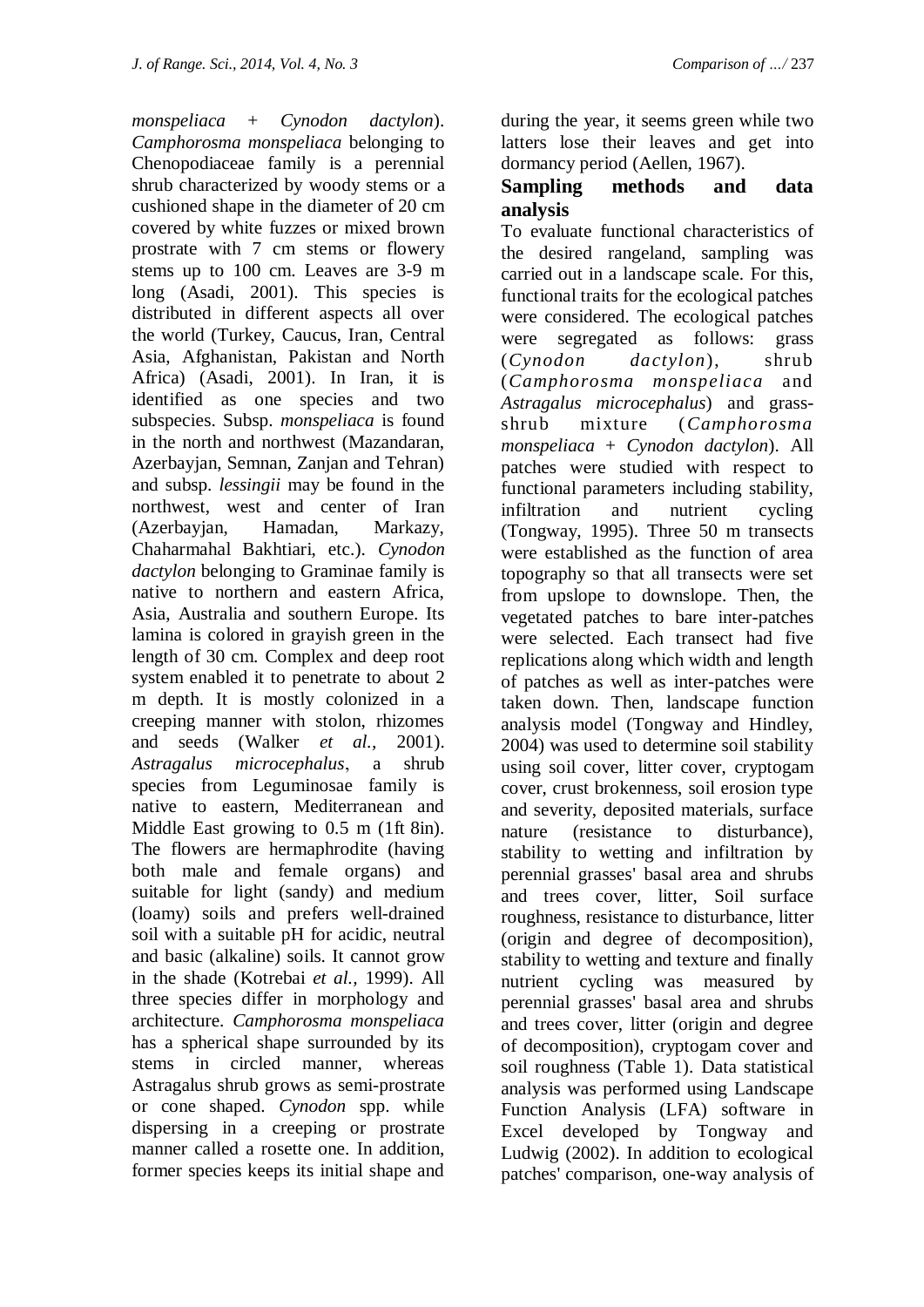*monspeliaca* + *Cynodon dactylon*). *Camphorosma monspeliaca* belonging to Chenopodiaceae family is a perennial shrub characterized by woody stems or a cushioned shape in the diameter of 20 cm covered by white fuzzes or mixed brown prostrate with 7 cm stems or flowery stems up to 100 cm. Leaves are 3-9 m long (Asadi, 2001). This species is distributed in different aspects all over the world (Turkey, Caucus, Iran, Central Asia, Afghanistan, Pakistan and North Africa) (Asadi, 2001). In Iran, it is identified as one species and two subspecies. Subsp. *monspeliaca* is found in the north and northwest (Mazandaran, Azerbayjan, Semnan, Zanjan and Tehran) and subsp. *lessingii* may be found in the northwest, west and center of Iran (Azerbayjan, Hamadan, Markazy, Chaharmahal Bakhtiari, etc.). *Cynodon dactylon* belonging to Graminae family is native to northern and eastern Africa, Asia, Australia and southern Europe. Its lamina is colored in grayish green in the length of 30 cm. Complex and deep root system enabled it to penetrate to about 2 m depth. It is mostly colonized in a creeping manner with stolon, rhizomes and seeds (Walker *et al.,* 2001). *Astragalus microcephalus*, a shrub species from Leguminosae family is native to eastern, Mediterranean and Middle East growing to 0.5 m (1ft 8in). The flowers are hermaphrodite (having both male and female organs) and suitable for light (sandy) and medium (loamy) soils and prefers well-drained soil with a suitable pH for acidic, neutral and basic (alkaline) soils. It cannot grow in the shade (Kotrebai *et al.,* 1999). All three species differ in morphology and architecture. *Camphorosma monspeliaca* has a spherical shape surrounded by its stems in circled manner, whereas Astragalus shrub grows as semi-prostrate or cone shaped. *Cynodon* spp. while dispersing in a creeping or prostrate manner called a rosette one. In addition, former species keeps its initial shape and during the year, it seems green while two latters lose their leaves and get into dormancy period (Aellen, 1967).

## Sampling methods and data analysis

To evaluate functional characteristics of the desired rangeland, sampling was carried out in a landscape scale. For this, functional traits for the ecological patches were considered. The ecological patches were segregated as follows: grass (*Cynodon dactylon*), shrub (*Camphorosma monspeliaca* and *Astragalus microcephalus*) and grass-shrub mixture (*Camphorosma monspeliaca* + *Cynodon dactylon*). All patches were studied with respect to functional parameters including stability, infiltration and nutrient cycling (Tongway, 1995). Three 50 m transects were established as the function of area topography so that all transects were set from upslope to downslope. Then, the vegetated patches to bare inter-patches were selected. Each transect had five replications along which width and length of patches as well as inter-patches were taken down. Then, landscape function analysis model (Tongway and Hindley, 2004) was used to determine soil stability using soil cover, litter cover, cryptogam cover, crust brokenness, soil erosion type and severity, deposited materials, surface nature (resistance to disturbance), stability to wetting and infiltration by perennial grasses' basal area and shrubs and trees cover, litter, Soil surface roughness, resistance to disturbance, litter (origin and degree of decomposition), stability to wetting and texture and finally nutrient cycling was measured by perennial grasses' basal area and shrubs and trees cover, litter (origin and degree of decomposition), cryptogam cover and soil roughness (Table 1). Data statistical analysis was performed using Landscape Function Analysis (LFA) software in Excel developed by Tongway and Ludwig (2002). In addition to ecological patches' comparison, one-way analysis of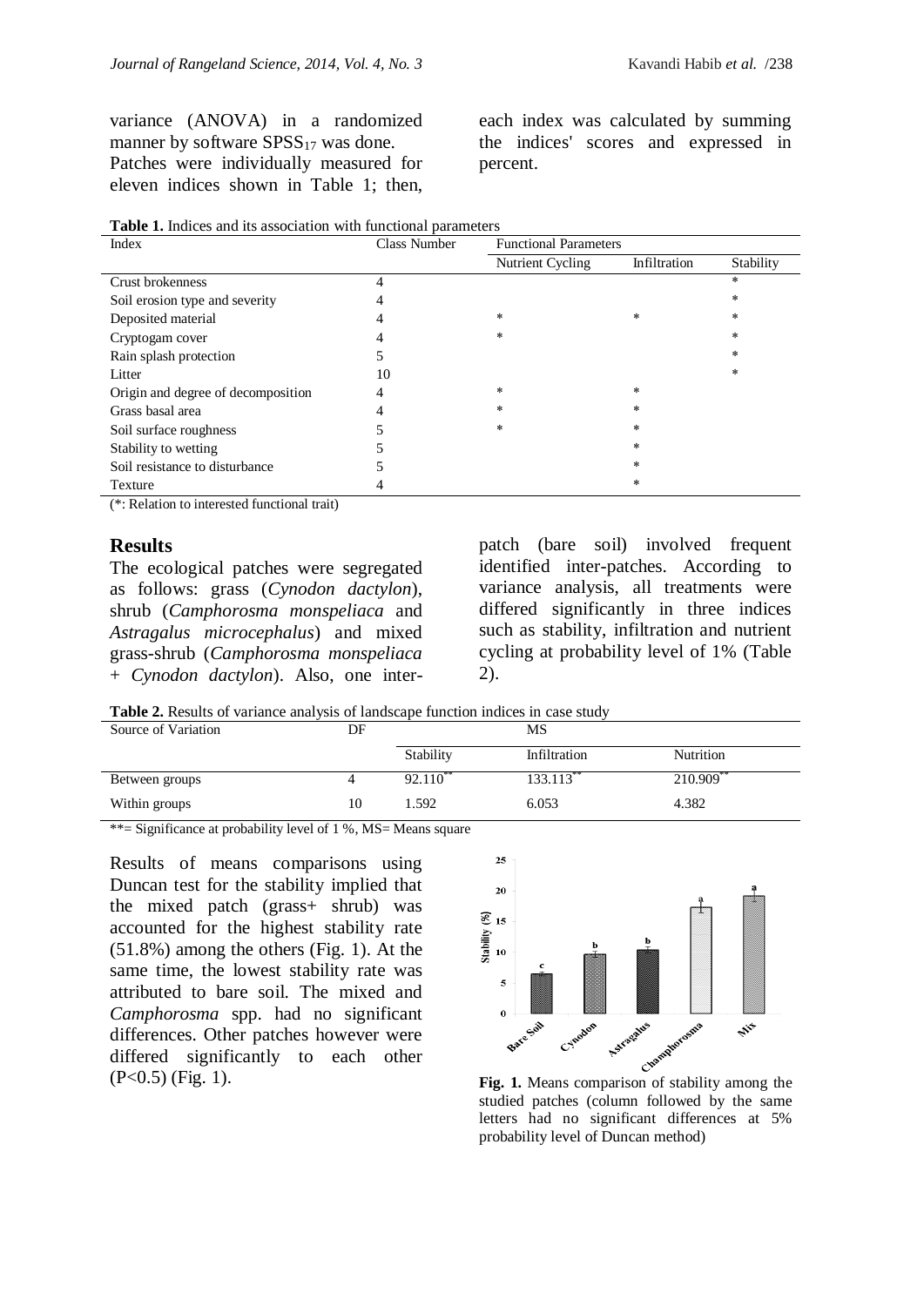variance (ANOVA) in a randomized manner by software $SPSS_{17}$ was done. Patches were individually measured for eleven indices shown in Table 1; then, each index was calculated by summing the indices' scores and expressed in percent.

**Table 1.** Indices and its association with functional parameters

| Index | Class Number | Functional Parameters | | |
|---|---|---|---|---|
| | | Nutrient Cycling | Infiltration | Stability |
| Crust brokenness | 4 | | | * |
| Soil erosion type and severity | 4 | | | * |
| Deposited material | 4 | * | * | * |
| Cryptogam cover | 4 | * | | * |
| Rain splash protection | 5 | | | * |
| Litter | 10 | | | * |
| Origin and degree of decomposition | 4 | * | * | |
| Grass basal area | 4 | * | * | |
| Soil surface roughness | 5 | * | * | |
| Stability to wetting | 5 | | * | |
| Soil resistance to disturbance | 5 | | * | |
| Texture | 4 | | * | |

(*: Relation to interested functional trait)

## Results

The ecological patches were segregated as follows: grass (*Cynodon dactylon*), shrub (*Camphorosma monspeliaca* and *Astragalus microcephalus*) and mixed grass-shrub (*Camphorosma monspeliaca* + *Cynodon dactylon*). Also, one inter-patch (bare soil) involved frequent identified inter-patches. According to variance analysis, all treatments were differed significantly in three indices such as stability, infiltration and nutrient cycling at probability level of 1% (Table 2).

**Table 2.** Results of variance analysis of landscape function indices in case study

| Source of Variation | DF | MS | | |
|---|---|---|---|---|
| | | Stability | Infiltration | Nutrition |
| Between groups | 4 | 92.110** | 133.113** | 210.909** |
| Within groups | 10 | 1.592 | 6.053 | 4.382 |

**= Significance at probability level of 1 %, MS= Means square

Results of means comparisons using Duncan test for the stability implied that the mixed patch (grass+ shrub) was accounted for the highest stability rate (51.8%) among the others (Fig. 1). At the same time, the lowest stability rate was attributed to bare soil. The mixed and *Camphorosma* spp. had no significant differences. Other patches however were differed significantly to each other (P<0.5) (Fig. 1).

**Fig. 1.** Means comparison of stability among the studied patches (column followed by the same letters had no significant differences at 5% probability level of Duncan method)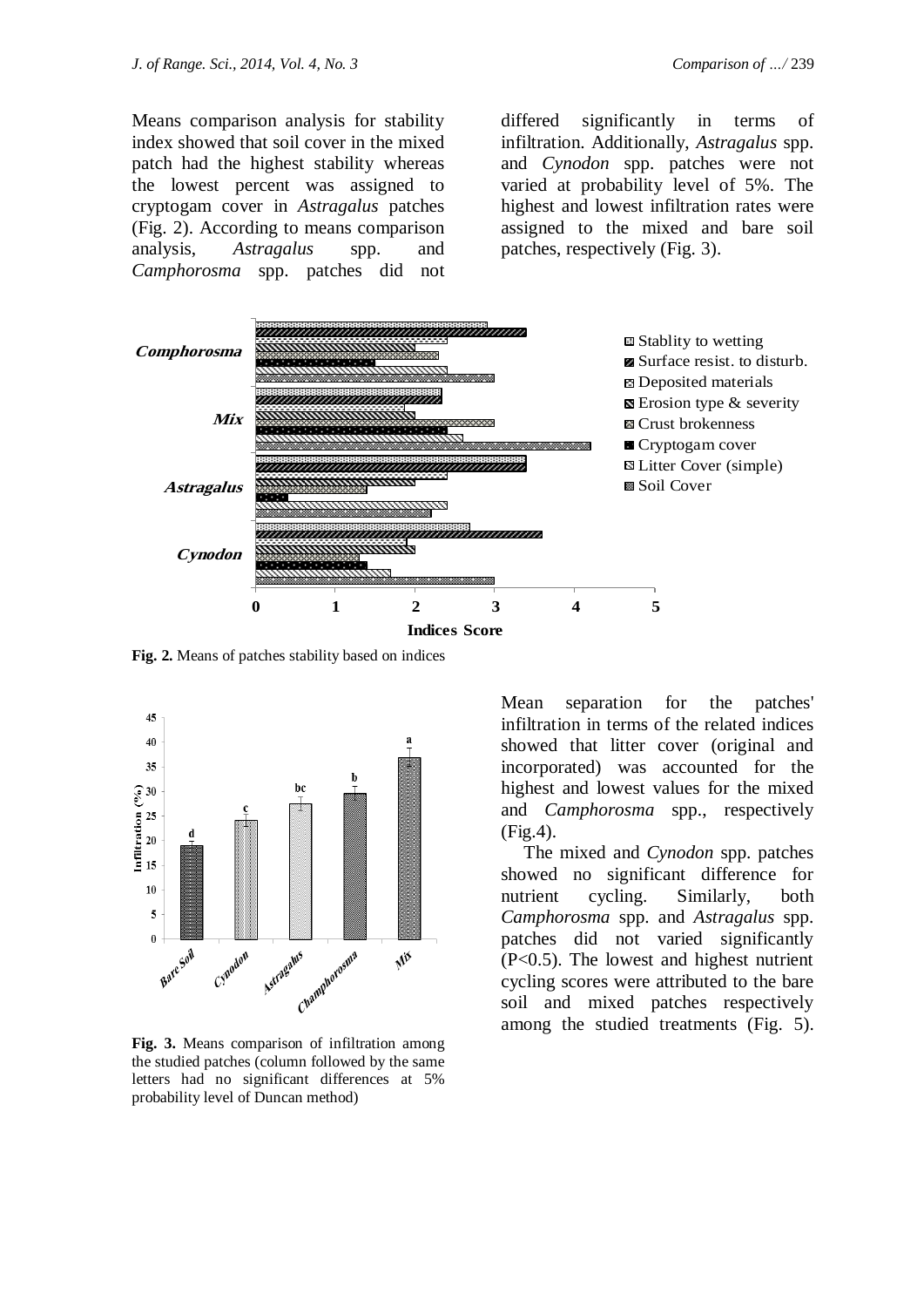Means comparison analysis for stability index showed that soil cover in the mixed patch had the highest stability whereas the lowest percent was assigned to cryptogam cover in *Astragalus* patches (Fig. 2). According to means comparison analysis, *Astragalus* spp. and *Camphorosma* spp. patches did not differed significantly in terms of infiltration. Additionally, *Astragalus* spp. and *Cynodon* spp. patches were not varied at probability level of 5%. The highest and lowest infiltration rates were assigned to the mixed and bare soil patches, respectively (Fig. 3).

**Fig. 2.** Means of patches stability based on indices

**Fig. 3.** Means comparison of infiltration among the studied patches (column followed by the same letters had no significant differences at 5% probability level of Duncan method)

Mean separation for the patches' infiltration in terms of the related indices showed that litter cover (original and incorporated) was accounted for the highest and lowest values for the mixed and *Camphorosma* spp., respectively (Fig.4).

The mixed and *Cynodon* spp. patches showed no significant difference for nutrient cycling. Similarly, both *Camphorosma* spp. and *Astragalus* spp. patches did not varied significantly (P<0.5). The lowest and highest nutrient cycling scores were attributed to the bare soil and mixed patches respectively among the studied treatments (Fig. 5).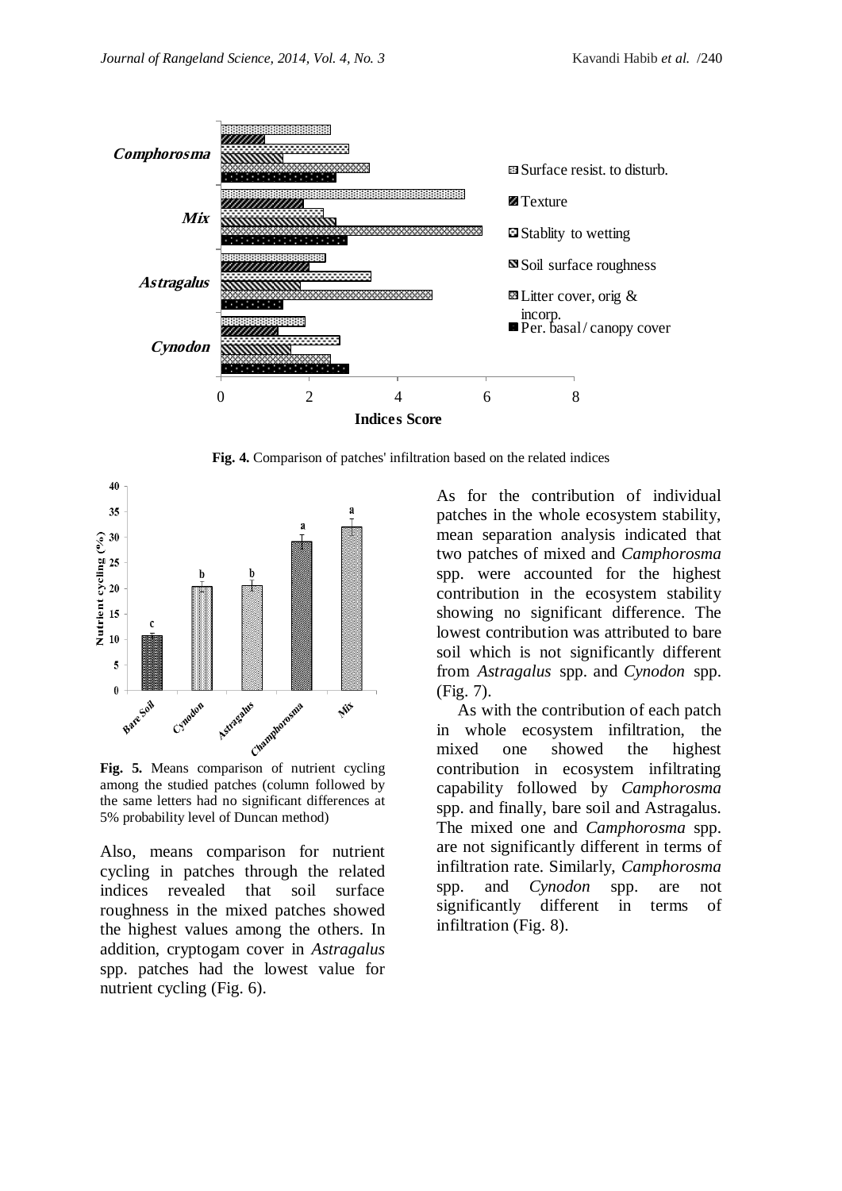**Fig. 4.** Comparison of patches' infiltration based on the related indices

**Fig. 5.** Means comparison of nutrient cycling among the studied patches (column followed by the same letters had no significant differences at 5% probability level of Duncan method)

Also, means comparison for nutrient cycling in patches through the related indices revealed that soil surface roughness in the mixed patches showed the highest values among the others. In addition, cryptogam cover in *Astragalus* spp. patches had the lowest value for nutrient cycling (Fig. 6).

As for the contribution of individual patches in the whole ecosystem stability, mean separation analysis indicated that two patches of mixed and *Camphorosma* spp. were accounted for the highest contribution in the ecosystem stability showing no significant difference. The lowest contribution was attributed to bare soil which is not significantly different from *Astragalus* spp. and *Cynodon* spp. (Fig. 7).

As with the contribution of each patch in whole ecosystem infiltration, the mixed one showed the highest contribution in ecosystem infiltrating capability followed by *Camphorosma* spp. and finally, bare soil and Astragalus. The mixed one and *Camphorosma* spp. are not significantly different in terms of infiltration rate. Similarly, *Camphorosma* spp. and *Cynodon* spp. are not significantly different in terms of infiltration (Fig. 8).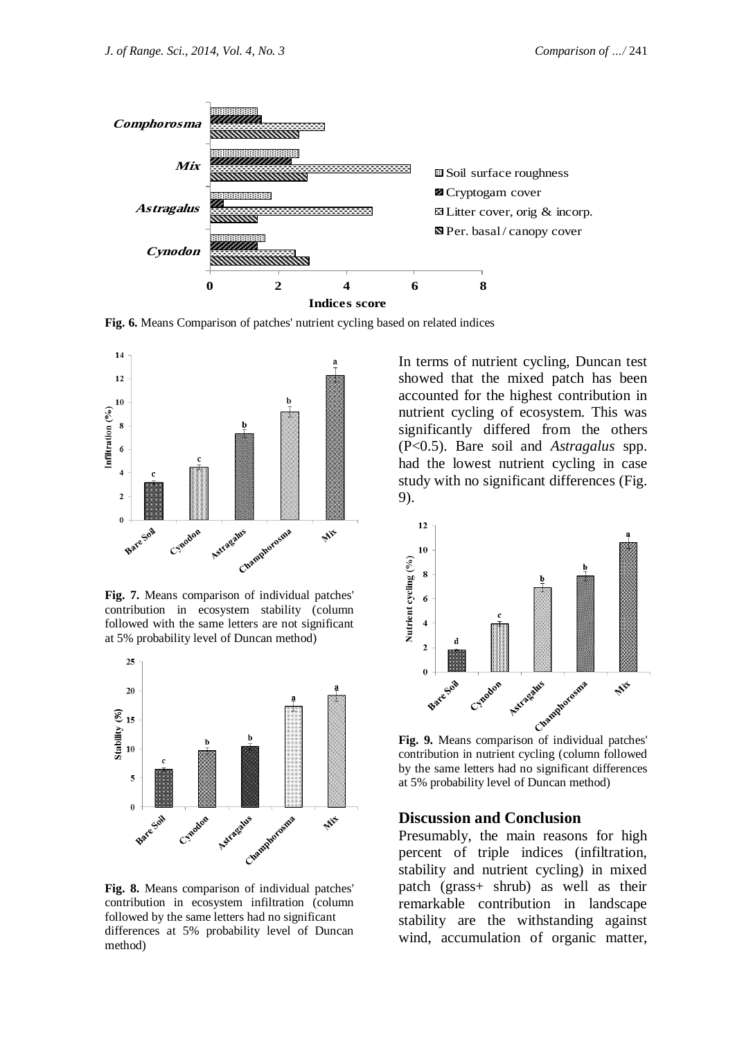Fig. 6. Means Comparison of patches' nutrient cycling based on related indices

Fig. 7. Means comparison of individual patches' contribution in ecosystem stability (column followed with the same letters are not significant at 5% probability level of Duncan method)

Fig. 8. Means comparison of individual patches' contribution in ecosystem infiltration (column followed by the same letters had no significant differences at 5% probability level of Duncan method)

In terms of nutrient cycling, Duncan test showed that the mixed patch has been accounted for the highest contribution in nutrient cycling of ecosystem. This was significantly differed from the others (P<0.5). Bare soil and *Astragalus* spp. had the lowest nutrient cycling in case study with no significant differences (Fig. 9).

Fig. 9. Means comparison of individual patches' contribution in nutrient cycling (column followed by the same letters had no significant differences at 5% probability level of Duncan method)

## Discussion and Conclusion

Presumably, the main reasons for high percent of triple indices (infiltration, stability and nutrient cycling) in mixed patch (grass+ shrub) as well as their remarkable contribution in landscape stability are the withstanding against wind, accumulation of organic matter,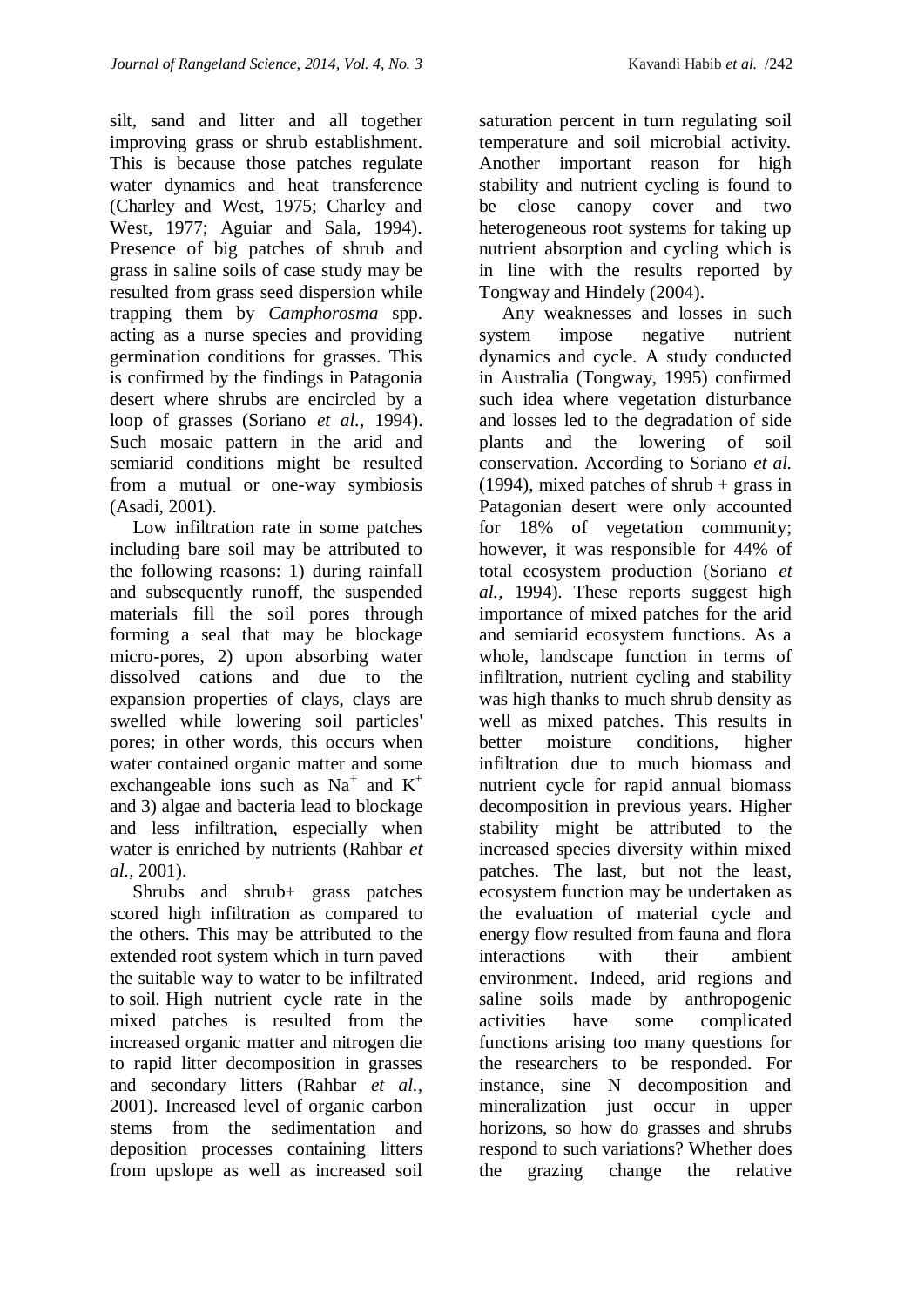silt, sand and litter and all together improving grass or shrub establishment. This is because those patches regulate water dynamics and heat transference (Charley and West, 1975; Charley and West, 1977; Aguiar and Sala, 1994). Presence of big patches of shrub and grass in saline soils of case study may be resulted from grass seed dispersion while trapping them by *Camphorosma* spp. acting as a nurse species and providing germination conditions for grasses. This is confirmed by the findings in Patagonia desert where shrubs are encircled by a loop of grasses (Soriano *et al.,* 1994). Such mosaic pattern in the arid and semiarid conditions might be resulted from a mutual or one-way symbiosis (Asadi, 2001).

Low infiltration rate in some patches including bare soil may be attributed to the following reasons: 1) during rainfall and subsequently runoff, the suspended materials fill the soil pores through forming a seal that may be blockage micro-pores, 2) upon absorbing water dissolved cations and due to the expansion properties of clays, clays are swelled while lowering soil particles' pores; in other words, this occurs when water contained organic matter and some exchangeable ions such as $Na^+$ and $K^+$ and 3) algae and bacteria lead to blockage and less infiltration, especially when water is enriched by nutrients (Rahbar *et al.,* 2001).

Shrubs and shrub+ grass patches scored high infiltration as compared to the others. This may be attributed to the extended root system which in turn paved the suitable way to water to be infiltrated to soil. High nutrient cycle rate in the mixed patches is resulted from the increased organic matter and nitrogen die to rapid litter decomposition in grasses and secondary litters (Rahbar *et al.,* 2001). Increased level of organic carbon stems from the sedimentation and deposition processes containing litters from upslope as well as increased soil saturation percent in turn regulating soil temperature and soil microbial activity. Another important reason for high stability and nutrient cycling is found to be close canopy cover and two heterogeneous root systems for taking up nutrient absorption and cycling which is in line with the results reported by Tongway and Hindely (2004).

Any weaknesses and losses in such system impose negative nutrient dynamics and cycle. A study conducted in Australia (Tongway, 1995) confirmed such idea where vegetation disturbance and losses led to the degradation of side plants and the lowering of soil conservation. According to Soriano *et al.* (1994), mixed patches of shrub + grass in Patagonian desert were only accounted for 18% of vegetation community; however, it was responsible for 44% of total ecosystem production (Soriano *et al.,* 1994). These reports suggest high importance of mixed patches for the arid and semiarid ecosystem functions. As a whole, landscape function in terms of infiltration, nutrient cycling and stability was high thanks to much shrub density as well as mixed patches. This results in better moisture conditions, higher infiltration due to much biomass and nutrient cycle for rapid annual biomass decomposition in previous years. Higher stability might be attributed to the increased species diversity within mixed patches. The last, but not the least, ecosystem function may be undertaken as the evaluation of material cycle and energy flow resulted from fauna and flora interactions with their ambient environment. Indeed, arid regions and saline soils made by anthropogenic activities have some complicated functions arising too many questions for the researchers to be responded. For instance, sine N decomposition and mineralization just occur in upper horizons, so how do grasses and shrubs respond to such variations? Whether does the grazing change the relative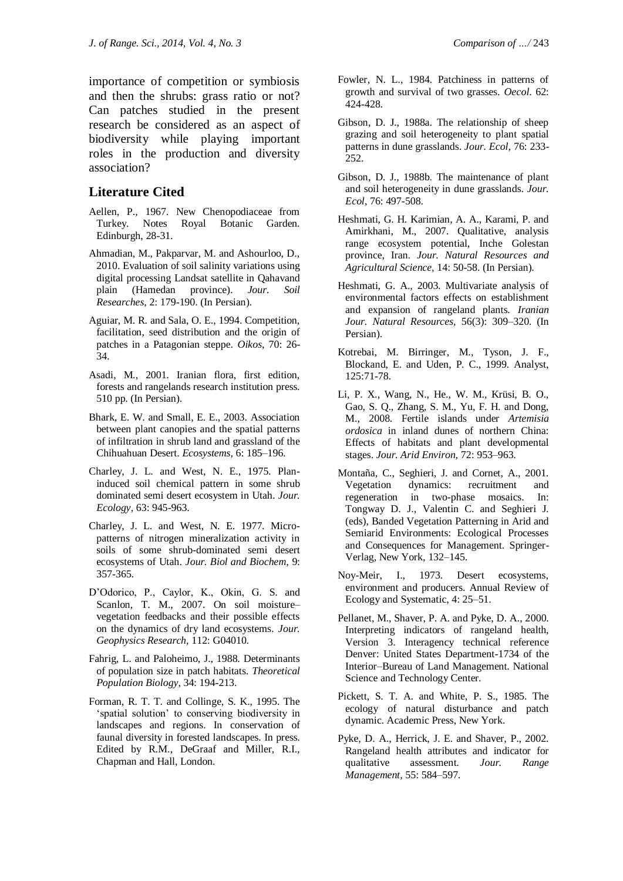importance of competition or symbiosis and then the shrubs: grass ratio or not? Can patches studied in the present research be considered as an aspect of biodiversity while playing important roles in the production and diversity association?

## Literature Cited

Aellen, P., 1967. New Chenopodiaceae from Turkey. Notes Royal Botanic Garden. Edinburgh, 28-31.

Ahmadian, M., Pakparvar, M. and Ashourloo, D., 2010. Evaluation of soil salinity variations using digital processing Landsat satellite in Qahavand plain (Hamedan province). *Jour. Soil Researches,* 2: 179-190. (In Persian).

Aguiar, M. R. and Sala, O. E., 1994. Competition, facilitation, seed distribution and the origin of patches in a Patagonian steppe. *Oikos*, 70: 26-34.

Asadi, M., 2001. Iranian flora, first edition, forests and rangelands research institution press. 510 pp. (In Persian).

Bhark, E. W. and Small, E. E., 2003. Association between plant canopies and the spatial patterns of infiltration in shrub land and grassland of the Chihuahuan Desert. *Ecosystems,* 6: 185–196.

Charley, J. L. and West, N. E., 1975. Plan-induced soil chemical pattern in some shrub dominated semi desert ecosystem in Utah. *Jour. Ecology,* 63: 945-963.

Charley, J. L. and West, N. E. 1977. Micro-patterns of nitrogen mineralization activity in soils of some shrub-dominated semi desert ecosystems of Utah. *Jour. Biol and Biochem,* 9: 357-365.

D'Odorico, P., Caylor, K., Okin, G. S. and Scanlon, T. M., 2007. On soil moisture–vegetation feedbacks and their possible effects on the dynamics of dry land ecosystems. *Jour. Geophysics Research,* 112: G04010.

Fahrig, L. and Paloheimo, J., 1988. Determinants of population size in patch habitats. *Theoretical Population Biology*, 34: 194-213.

Forman, R. T. T. and Collinge, S. K., 1995. The 'spatial solution' to conserving biodiversity in landscapes and regions. In conservation of faunal diversity in forested landscapes. In press. Edited by R.M., DeGraaf and Miller, R.I., Chapman and Hall, London.

Fowler, N. L., 1984. Patchiness in patterns of growth and survival of two grasses. *Oecol*. 62: 424-428.

Gibson, D. J., 1988a. The relationship of sheep grazing and soil heterogeneity to plant spatial patterns in dune grasslands. *Jour. Ecol,* 76: 233-252.

Gibson, D. J., 1988b. The maintenance of plant and soil heterogeneity in dune grasslands. *Jour. Ecol,* 76: 497-508.

Heshmati, G. H. Karimian, A. A., Karami, P. and Amirkhani, M., 2007. Qualitative, analysis range ecosystem potential, Inche Golestan province, Iran. *Jour. Natural Resources and Agricultural Science,* 14: 50-58. (In Persian).

Heshmati, G. A., 2003. Multivariate analysis of environmental factors effects on establishment and expansion of rangeland plants. *Iranian Jour. Natural Resources*, 56(3): 309–320. (In Persian).

Kotrebai, M. Birringer, M., Tyson, J. F., Blockand, E. and Uden, P. C., 1999. Analyst, 125:71-78.

Li, P. X., Wang, N., He., W. M., Krüsi, B. O., Gao, S. Q., Zhang, S. M., Yu, F. H. and Dong, M., 2008. Fertile islands under *Artemisia ordosica* in inland dunes of northern China: Effects of habitats and plant developmental stages. *Jour. Arid Environ,* 72: 953–963.

Montaña, C., Seghieri, J. and Cornet, A., 2001. Vegetation dynamics: recruitment and regeneration in two-phase mosaics. In: Tongway D. J., Valentin C. and Seghieri J. (eds), Banded Vegetation Patterning in Arid and Semiarid Environments: Ecological Processes and Consequences for Management. Springer-Verlag, New York, 132–145.

Noy-Meir, I., 1973. Desert ecosystems, environment and producers. Annual Review of Ecology and Systematic, 4: 25–51.

Pellanet, M., Shaver, P. A. and Pyke, D. A., 2000. Interpreting indicators of rangeland health, Version 3. Interagency technical reference Denver: United States Department-1734 of the Interior–Bureau of Land Management. National Science and Technology Center.

Pickett, S. T. A. and White, P. S., 1985. The ecology of natural disturbance and patch dynamic. Academic Press, New York.

Pyke, D. A., Herrick, J. E. and Shaver, P., 2002. Rangeland health attributes and indicator for qualitative assessment. *Jour. Range Management*, 55: 584–597.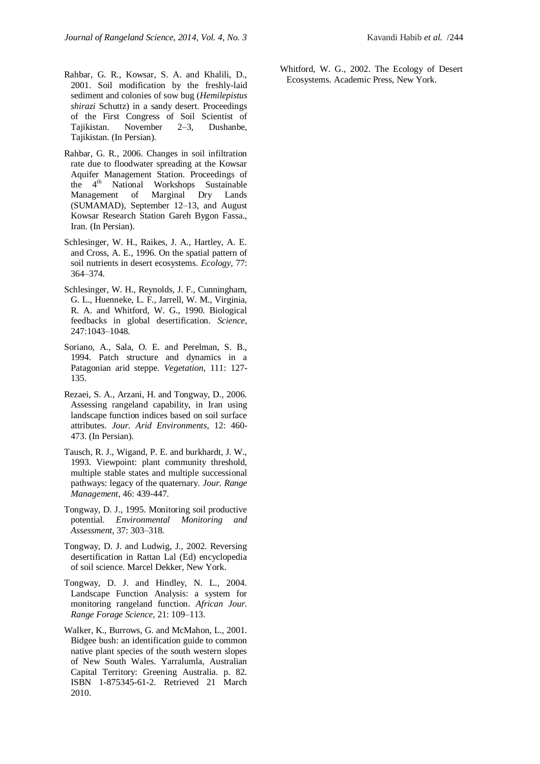Rahbar, G. R., Kowsar, S. A. and Khalili, D., 2001. Soil modification by the freshly-laid sediment and colonies of sow bug (*Hemilepistus shirazi* Schuttz) in a sandy desert. Proceedings of the First Congress of Soil Scientist of Tajikistan. November 2–3, Dushanbe, Tajikistan. (In Persian).

Rahbar, G. R., 2006. Changes in soil infiltration rate due to floodwater spreading at the Kowsar Aquifer Management Station. Proceedings of the 4th National Workshops Sustainable Management of Marginal Dry Lands (SUMAMAD), September 12–13, and August Kowsar Research Station Gareh Bygon Fassa., Iran. (In Persian).

Schlesinger, W. H., Raikes, J. A., Hartley, A. E. and Cross, A. E., 1996. On the spatial pattern of soil nutrients in desert ecosystems. *Ecology*, 77: 364–374.

Schlesinger, W. H., Reynolds, J. F., Cunningham, G. L., Huenneke, L. F., Jarrell, W. M., Virginia, R. A. and Whitford, W. G., 1990. Biological feedbacks in global desertification. *Science*, 247:1043–1048.

Soriano, A., Sala, O. E. and Perelman, S. B., 1994. Patch structure and dynamics in a Patagonian arid steppe. *Vegetation*, 111: 127-135.

Rezaei, S. A., Arzani, H. and Tongway, D., 2006. Assessing rangeland capability, in Iran using landscape function indices based on soil surface attributes. *Jour. Arid Environments*, 12: 460-473. (In Persian).

Tausch, R. J., Wigand, P. E. and burkhardt, J. W., 1993. Viewpoint: plant community threshold, multiple stable states and multiple successional pathways: legacy of the quaternary. *Jour. Range Management*, 46: 439-447.

Tongway, D. J., 1995. Monitoring soil productive potential. *Environmental Monitoring and Assessment*, 37: 303–318.

Tongway, D. J. and Ludwig, J., 2002. Reversing desertification in Rattan Lal (Ed) encyclopedia of soil science. Marcel Dekker, New York.

Tongway, D. J. and Hindley, N. L., 2004. Landscape Function Analysis: a system for monitoring rangeland function. *African Jour. Range Forage Science*, 21: 109–113.

Walker, K., Burrows, G. and McMahon, L., 2001. Bidgee bush: an identification guide to common native plant species of the south western slopes of New South Wales. Yarralumla, Australian Capital Territory: Greening Australia. p. 82. ISBN 1-875345-61-2. Retrieved 21 March 2010.

Whitford, W. G., 2002. The Ecology of Desert Ecosystems. Academic Press, New York.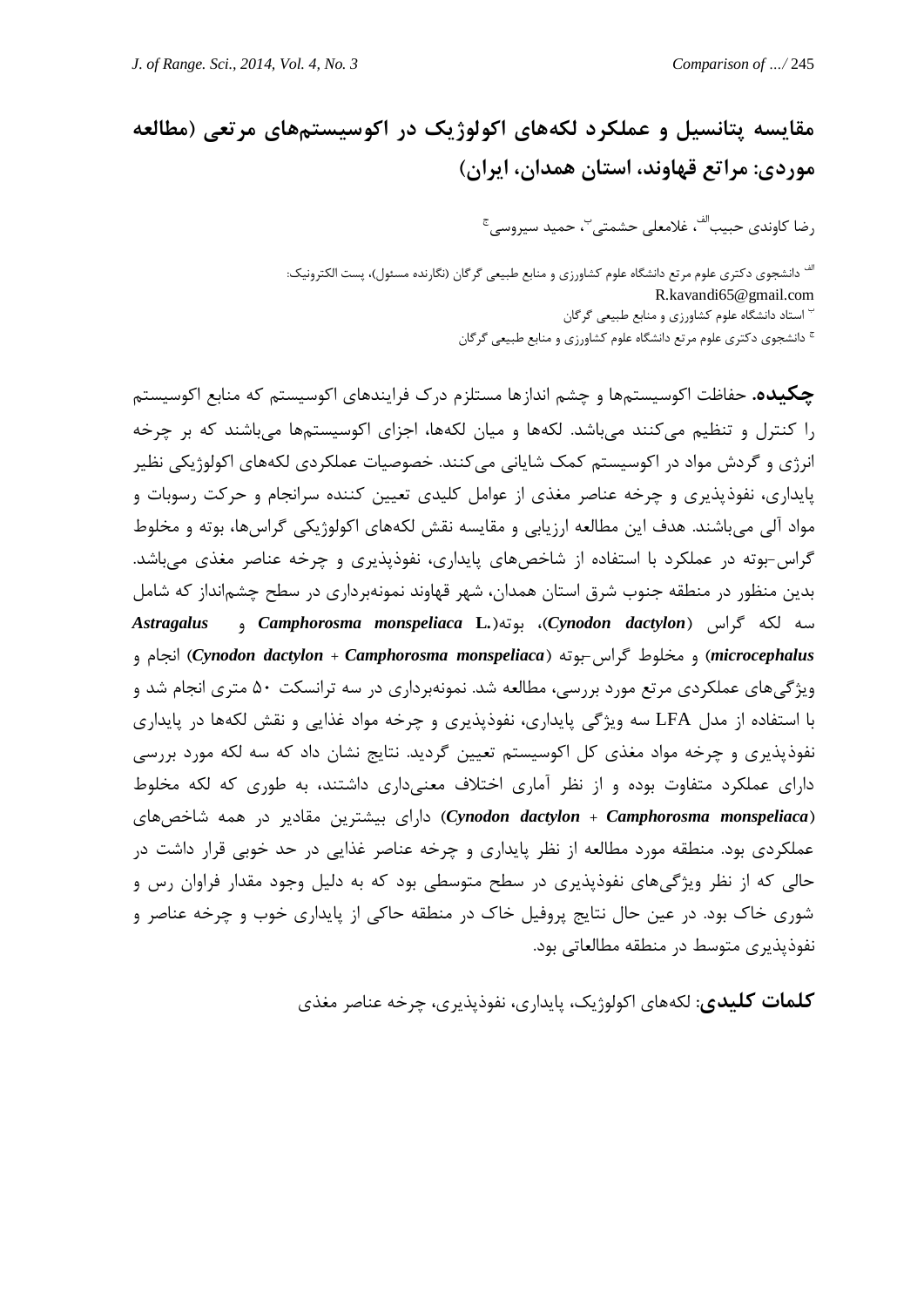# مقایسه پتانسیل و عملکرد لکه‌های اکولوژیک در اکوسیستم‌های مرتعی (مطالعه موردی: مراتع قهاوند، استان همدان، ایران)

رضا کاوندی حبیب[الف]، غلامعلی حشمتی[ب]، حمید سیروسی[ج]

[الف] دانشجوی دکتری علوم مرتع دانشگاه علوم کشاورزی و منابع طبیعی گرگان (نگارنده مسئول)، پست الکترونیک: R.kavandi65@gmail.com

[ب] استاد دانشگاه علوم کشاورزی و منابع طبیعی گرگان

[ج] دانشجوی دکتری علوم مرتع دانشگاه علوم کشاورزی و منابع طبیعی گرگان

**چکیده.** حفاظت اکوسیستم‌ها و چشم اندازها مستلزم درک فرایندهای اکوسیستم که منابع اکوسیستم را کنترل و تنظیم می‌کنند می‌باشد. لکه‌ها و میان لکه‌ها، اجزای اکوسیستم‌ها می‌باشند که بر چرخه انرژی و گردش مواد در اکوسیستم کمک شایانی می‌کنند. خصوصیات عملکردی لکه‌های اکولوژیکی نظیر پایداری، نفوذپذیری و چرخه عناصر مغذی از عوامل کلیدی تعیین کننده سرانجام و حرکت رسوبات و مواد آلی می‌باشند. هدف این مطالعه ارزیابی و مقایسه نقش لکه‌های اکولوژیکی گراس‌ها، بوته و مخلوط گراس-بوته در عملکرد با استفاده از شاخص‌های پایداری، نفوذپذیری و چرخه عناصر مغذی می‌باشد. بدین منظور در منطقه جنوب شرق استان همدان، شهر قهاوند نمونه‌برداری در سطح چشم‌انداز که شامل سه لکه گراس (***Cynodon dactylon***)، بوته(***Camphorosma monspeliaca* L.**) و ***Astragalus microcephalus***) و مخلوط گراس-بوته (***Cynodon dactylon* + *Camphorosma monspeliaca***) انجام و ویژگی‌های عملکردی مرتع مورد بررسی، مطالعه شد. نمونه‌برداری در سه ترانسکت ۵۰ متری انجام شد و با استفاده از مدل LFA سه ویژگی پایداری، نفوذپذیری و چرخه مواد غذایی و نقش لکه‌ها در پایداری نفوذپذیری و چرخه مواد مغذی کل اکوسیستم تعیین گردید. نتایج نشان داد که سه لکه مورد بررسی دارای عملکرد متفاوت بوده و از نظر آماری اختلاف معنی‌داری داشتند، به طوری که لکه مخلوط (***Cynodon dactylon* + *Camphorosma monspeliaca***) دارای بیشترین مقادیر در همه شاخص‌های عملکردی بود. منطقه مورد مطالعه از نظر پایداری و چرخه عناصر غذایی در حد خوبی قرار داشت در حالی که از نظر ویژگی‌های نفوذپذیری در سطح متوسطی بود که به دلیل وجود مقدار فراوان رس و شوری خاک بود. در عین حال نتایج پروفیل خاک در منطقه حاکی از پایداری خوب و چرخه عناصر و نفوذپذیری متوسط در منطقه مطالعاتی بود.

**کلمات کلیدی**: لکه‌های اکولوژیک، پایداری، نفوذپذیری، چرخه عناصر مغذی